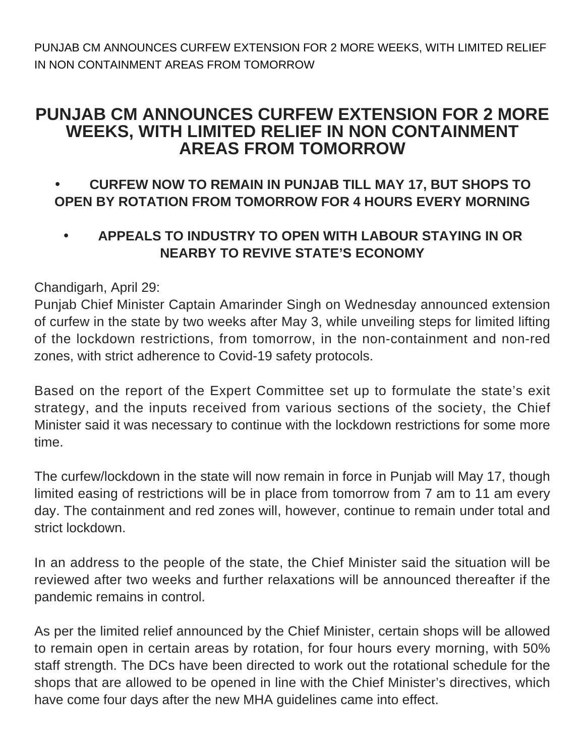PUNJAB CM ANNOUNCES CURFEW EXTENSION FOR 2 MORE WEEKS, WITH LIMITED RELIEF IN NON CONTAINMENT AREAS FROM TOMORROW

# PUNJAB CM ANNOUNCES CURFEW EXTENSION FOR 2 MORE WEEKS, WITH LIMITED RELIEF IN NON CONTAINMENT AREAS FROM TOMORROW

- **CURFEW NOW TO REMAIN IN PUNJAB TILL MAY 17, BUT SHOPS TO OPEN BY ROTATION FROM TOMORROW FOR 4 HOURS EVERY MORNING**
- **APPEALS TO INDUSTRY TO OPEN WITH LABOUR STAYING IN OR NEARBY TO REVIVE STATE'S ECONOMY**

Chandigarh, April 29:

Punjab Chief Minister Captain Amarinder Singh on Wednesday announced extension of curfew in the state by two weeks after May 3, while unveiling steps for limited lifting of the lockdown restrictions, from tomorrow, in the non-containment and non-red zones, with strict adherence to Covid-19 safety protocols.

Based on the report of the Expert Committee set up to formulate the state's exit strategy, and the inputs received from various sections of the society, the Chief Minister said it was necessary to continue with the lockdown restrictions for some more time.

The curfew/lockdown in the state will now remain in force in Punjab will May 17, though limited easing of restrictions will be in place from tomorrow from 7 am to 11 am every day. The containment and red zones will, however, continue to remain under total and strict lockdown.

In an address to the people of the state, the Chief Minister said the situation will be reviewed after two weeks and further relaxations will be announced thereafter if the pandemic remains in control.

As per the limited relief announced by the Chief Minister, certain shops will be allowed to remain open in certain areas by rotation, for four hours every morning, with 50% staff strength. The DCs have been directed to work out the rotational schedule for the shops that are allowed to be opened in line with the Chief Minister's directives, which have come four days after the new MHA guidelines came into effect.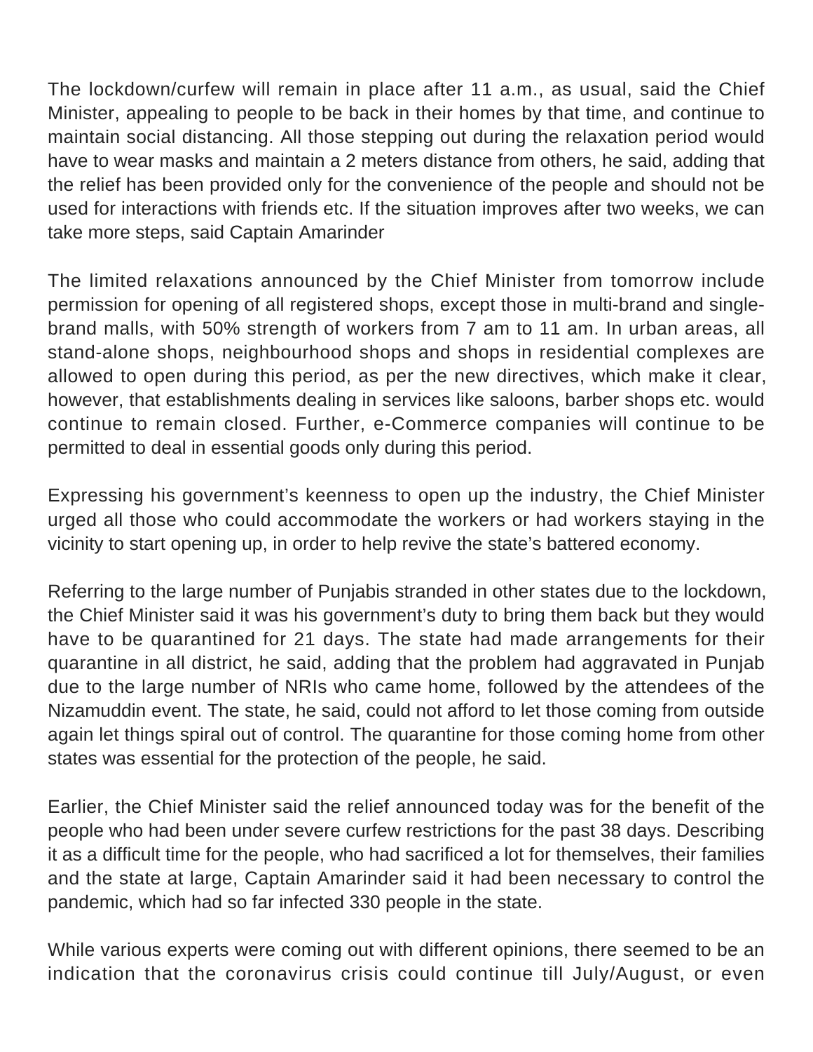The lockdown/curfew will remain in place after 11 a.m., as usual, said the Chief Minister, appealing to people to be back in their homes by that time, and continue to maintain social distancing. All those stepping out during the relaxation period would have to wear masks and maintain a 2 meters distance from others, he said, adding that the relief has been provided only for the convenience of the people and should not be used for interactions with friends etc. If the situation improves after two weeks, we can take more steps, said Captain Amarinder

The limited relaxations announced by the Chief Minister from tomorrow include permission for opening of all registered shops, except those in multi-brand and single-brand malls, with 50% strength of workers from 7 am to 11 am. In urban areas, all stand-alone shops, neighbourhood shops and shops in residential complexes are allowed to open during this period, as per the new directives, which make it clear, however, that establishments dealing in services like saloons, barber shops etc. would continue to remain closed. Further, e-Commerce companies will continue to be permitted to deal in essential goods only during this period.

Expressing his government's keenness to open up the industry, the Chief Minister urged all those who could accommodate the workers or had workers staying in the vicinity to start opening up, in order to help revive the state's battered economy.

Referring to the large number of Punjabis stranded in other states due to the lockdown, the Chief Minister said it was his government's duty to bring them back but they would have to be quarantined for 21 days. The state had made arrangements for their quarantine in all district, he said, adding that the problem had aggravated in Punjab due to the large number of NRIs who came home, followed by the attendees of the Nizamuddin event. The state, he said, could not afford to let those coming from outside again let things spiral out of control. The quarantine for those coming home from other states was essential for the protection of the people, he said.

Earlier, the Chief Minister said the relief announced today was for the benefit of the people who had been under severe curfew restrictions for the past 38 days. Describing it as a difficult time for the people, who had sacrificed a lot for themselves, their families and the state at large, Captain Amarinder said it had been necessary to control the pandemic, which had so far infected 330 people in the state.

While various experts were coming out with different opinions, there seemed to be an indication that the coronavirus crisis could continue till July/August, or even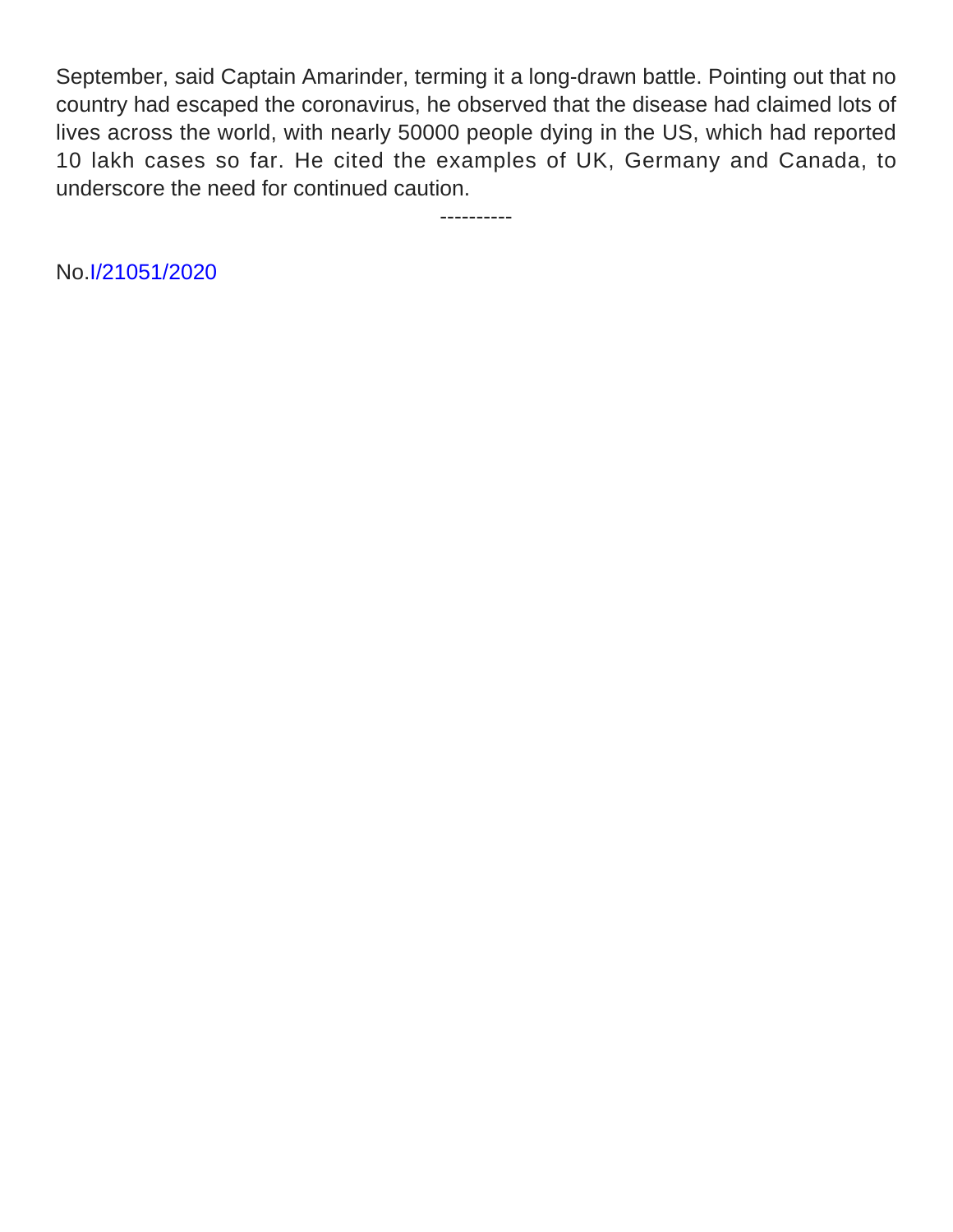September, said Captain Amarinder, terming it a long-drawn battle. Pointing out that no country had escaped the coronavirus, he observed that the disease had claimed lots of lives across the world, with nearly 50000 people dying in the US, which had reported 10 lakh cases so far. He cited the examples of UK, Germany and Canada, to underscore the need for continued caution.

----------

No.I/21051/2020